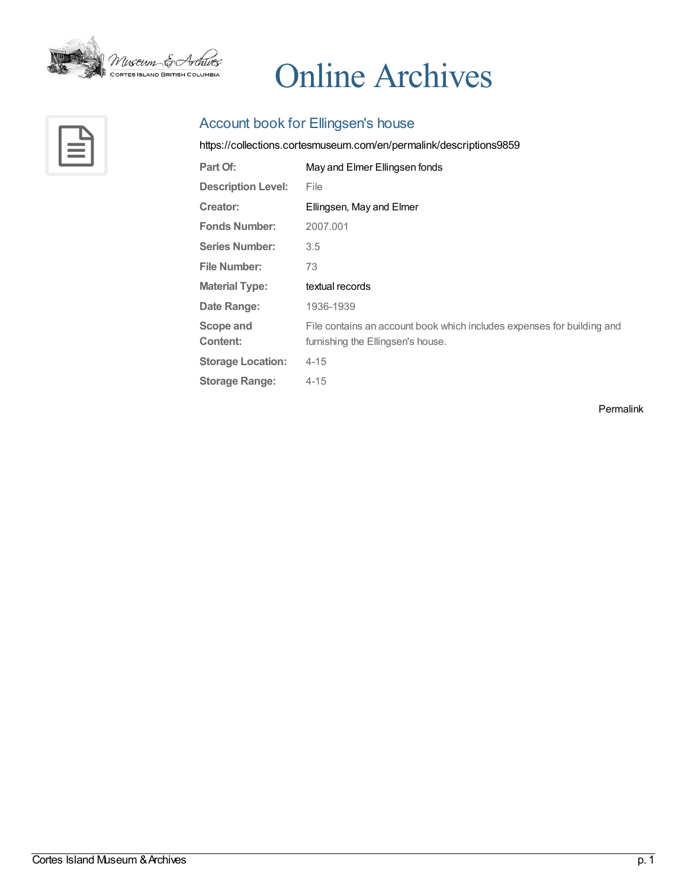# Online Archives

## Account book for Ellingsen's house

https://collections.cortesmuseum.com/en/permalink/descriptions9859

| | |
|---|---|
| **Part Of:** | May and Elmer Ellingsen fonds |
| **Description Level:** | File |
| **Creator:** | Ellingsen, May and Elmer |
| **Fonds Number:** | 2007.001 |
| **Series Number:** | 3.5 |
| **File Number:** | 73 |
| **Material Type:** | textual records |
| **Date Range:** | 1936-1939 |
| **Scope and Content:** | File contains an account book which includes expenses for building and furnishing the Ellingsen's house. |
| **Storage Location:** | 4-15 |
| **Storage Range:** | 4-15 |

Permalink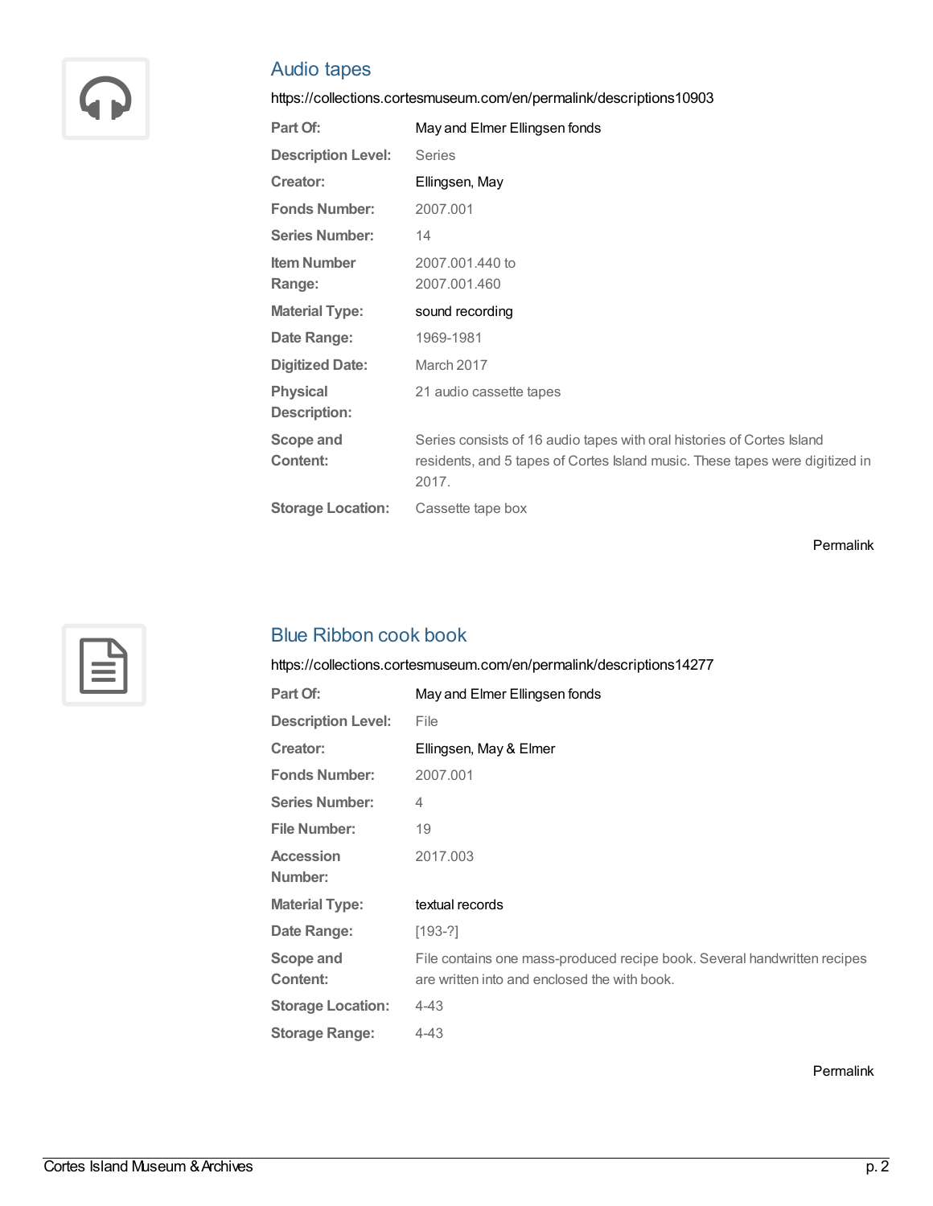## Audio tapes

https://collections.cortesmuseum.com/en/permalink/descriptions10903

| | |
|---|---|
| **Part Of:** | May and Elmer Ellingsen fonds |
| **Description Level:** | Series |
| **Creator:** | Ellingsen, May |
| **Fonds Number:** | 2007.001 |
| **Series Number:** | 14 |
| **Item Number Range:** | 2007.001.440 to 2007.001.460 |
| **Material Type:** | sound recording |
| **Date Range:** | 1969-1981 |
| **Digitized Date:** | March 2017 |
| **Physical Description:** | 21 audio cassette tapes |
| **Scope and Content:** | Series consists of 16 audio tapes with oral histories of Cortes Island residents, and 5 tapes of Cortes Island music. These tapes were digitized in 2017. |
| **Storage Location:** | Cassette tape box |

Permalink

## Blue Ribbon cook book

https://collections.cortesmuseum.com/en/permalink/descriptions14277

| | |
|---|---|
| **Part Of:** | May and Elmer Ellingsen fonds |
| **Description Level:** | File |
| **Creator:** | Ellingsen, May & Elmer |
| **Fonds Number:** | 2007.001 |
| **Series Number:** | 4 |
| **File Number:** | 19 |
| **Accession Number:** | 2017.003 |
| **Material Type:** | textual records |
| **Date Range:** | [193-?] |
| **Scope and Content:** | File contains one mass-produced recipe book. Several handwritten recipes are written into and enclosed the with book. |
| **Storage Location:** | 4-43 |
| **Storage Range:** | 4-43 |

Permalink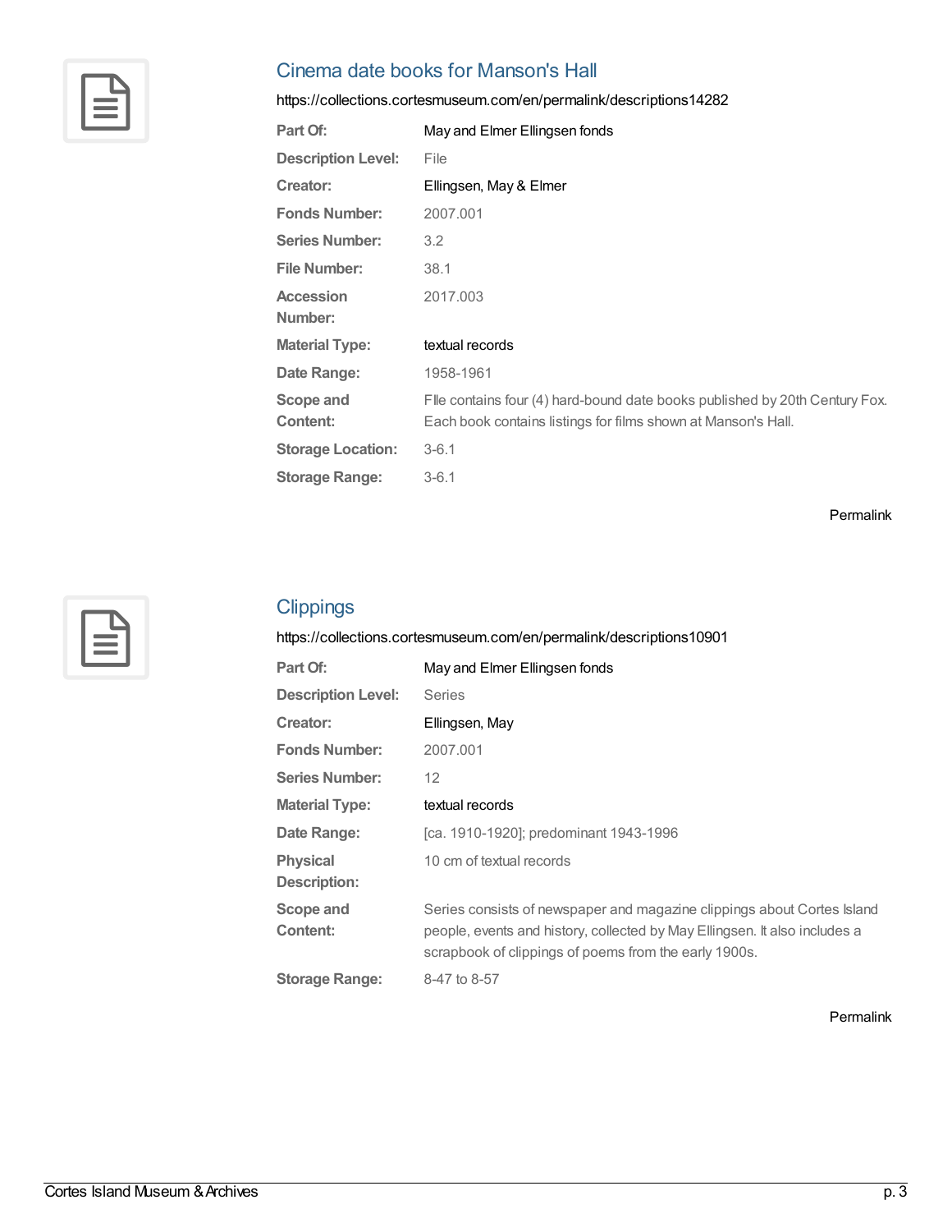## Cinema date books for Manson's Hall

https://collections.cortesmuseum.com/en/permalink/descriptions14282

| | |
|---|---|
| **Part Of:** | May and Elmer Ellingsen fonds |
| **Description Level:** | File |
| **Creator:** | Ellingsen, May & Elmer |
| **Fonds Number:** | 2007.001 |
| **Series Number:** | 3.2 |
| **File Number:** | 38.1 |
| **Accession Number:** | 2017.003 |
| **Material Type:** | textual records |
| **Date Range:** | 1958-1961 |
| **Scope and Content:** | FIle contains four (4) hard-bound date books published by 20th Century Fox. Each book contains listings for films shown at Manson's Hall. |
| **Storage Location:** | 3-6.1 |
| **Storage Range:** | 3-6.1 |

Permalink

## Clippings

https://collections.cortesmuseum.com/en/permalink/descriptions10901

| | |
|---|---|
| **Part Of:** | May and Elmer Ellingsen fonds |
| **Description Level:** | Series |
| **Creator:** | Ellingsen, May |
| **Fonds Number:** | 2007.001 |
| **Series Number:** | 12 |
| **Material Type:** | textual records |
| **Date Range:** | [ca. 1910-1920]; predominant 1943-1996 |
| **Physical Description:** | 10 cm of textual records |
| **Scope and Content:** | Series consists of newspaper and magazine clippings about Cortes Island people, events and history, collected by May Ellingsen. It also includes a scrapbook of clippings of poems from the early 1900s. |
| **Storage Range:** | 8-47 to 8-57 |

Permalink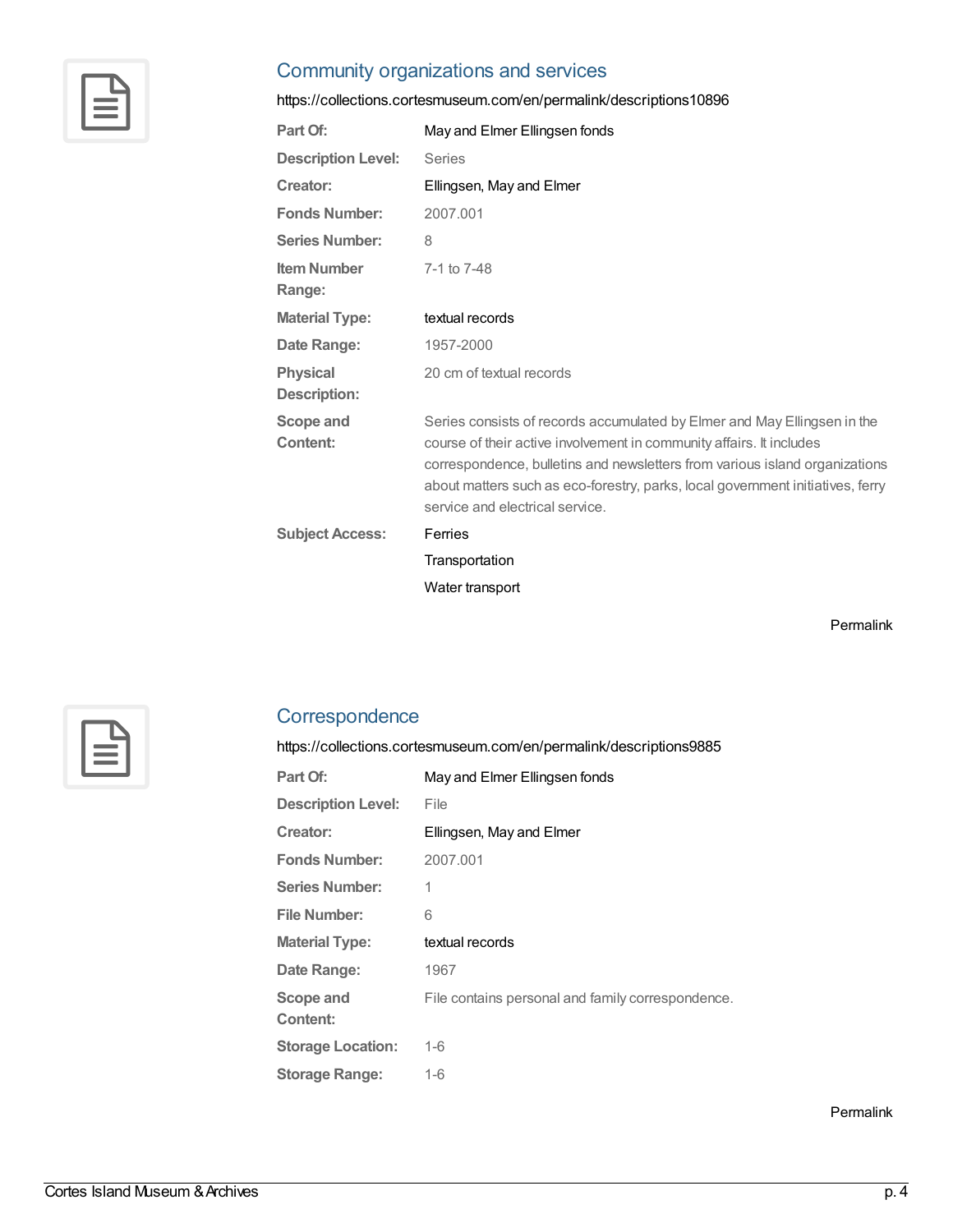## Community organizations and services

https://collections.cortesmuseum.com/en/permalink/descriptions10896

| | |
|---|---|
| **Part Of:** | May and Elmer Ellingsen fonds |
| **Description Level:** | Series |
| **Creator:** | Ellingsen, May and Elmer |
| **Fonds Number:** | 2007.001 |
| **Series Number:** | 8 |
| **Item Number Range:** | 7-1 to 7-48 |
| **Material Type:** | textual records |
| **Date Range:** | 1957-2000 |
| **Physical Description:** | 20 cm of textual records |
| **Scope and Content:** | Series consists of records accumulated by Elmer and May Ellingsen in the course of their active involvement in community affairs. It includes correspondence, bulletins and newsletters from various island organizations about matters such as eco-forestry, parks, local government initiatives, ferry service and electrical service. |
| **Subject Access:** | Ferries<br>Transportation<br>Water transport |

Permalink

## Correspondence

https://collections.cortesmuseum.com/en/permalink/descriptions9885

| | |
|---|---|
| **Part Of:** | May and Elmer Ellingsen fonds |
| **Description Level:** | File |
| **Creator:** | Ellingsen, May and Elmer |
| **Fonds Number:** | 2007.001 |
| **Series Number:** | 1 |
| **File Number:** | 6 |
| **Material Type:** | textual records |
| **Date Range:** | 1967 |
| **Scope and Content:** | File contains personal and family correspondence. |
| **Storage Location:** | 1-6 |
| **Storage Range:** | 1-6 |

Permalink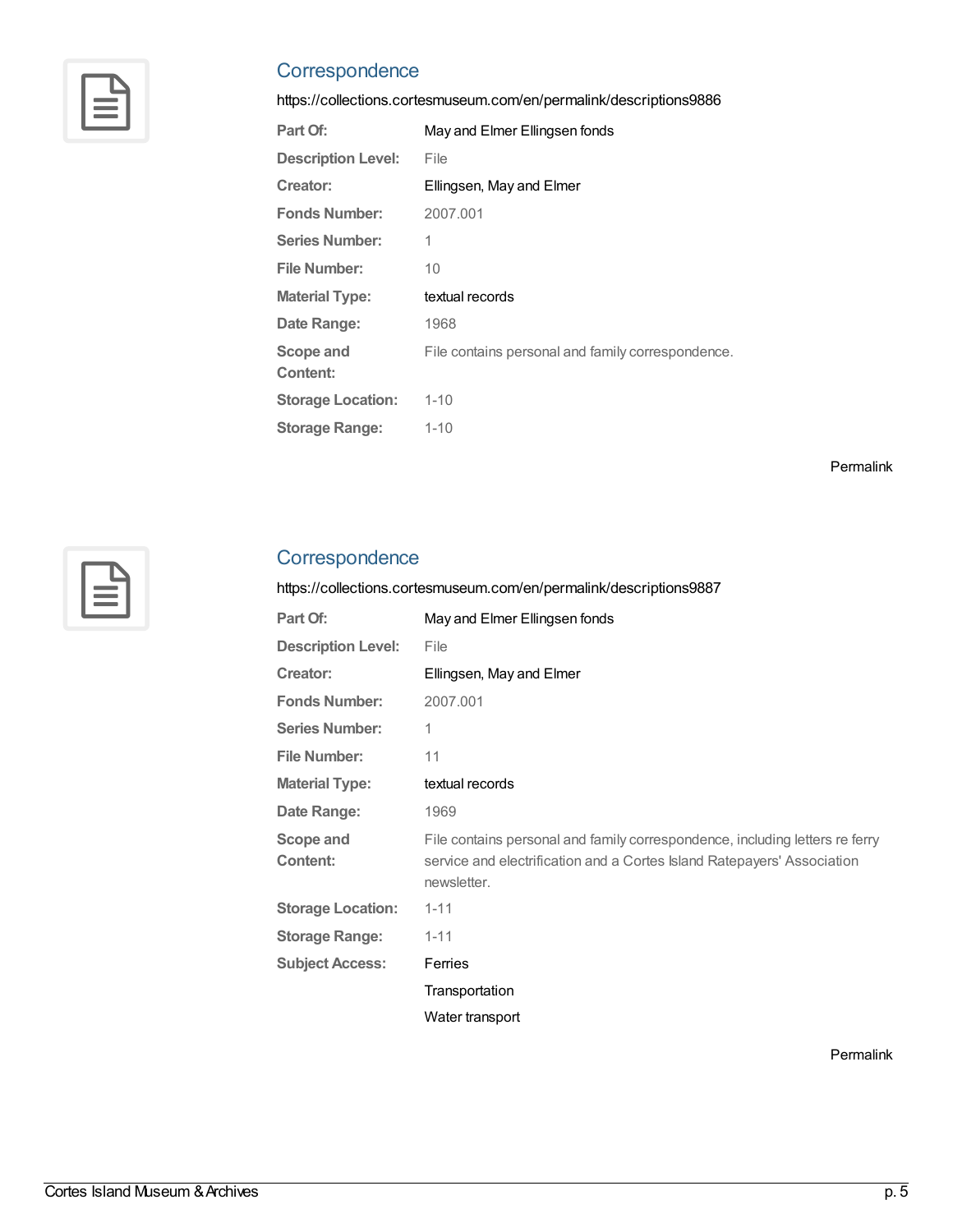## Correspondence

https://collections.cortesmuseum.com/en/permalink/descriptions9886

| | |
|---|---|
| **Part Of:** | May and Elmer Ellingsen fonds |
| **Description Level:** | File |
| **Creator:** | Ellingsen, May and Elmer |
| **Fonds Number:** | 2007.001 |
| **Series Number:** | 1 |
| **File Number:** | 10 |
| **Material Type:** | textual records |
| **Date Range:** | 1968 |
| **Scope and Content:** | File contains personal and family correspondence. |
| **Storage Location:** | 1-10 |
| **Storage Range:** | 1-10 |

Permalink

## Correspondence

https://collections.cortesmuseum.com/en/permalink/descriptions9887

| | |
|---|---|
| **Part Of:** | May and Elmer Ellingsen fonds |
| **Description Level:** | File |
| **Creator:** | Ellingsen, May and Elmer |
| **Fonds Number:** | 2007.001 |
| **Series Number:** | 1 |
| **File Number:** | 11 |
| **Material Type:** | textual records |
| **Date Range:** | 1969 |
| **Scope and Content:** | File contains personal and family correspondence, including letters re ferry service and electrification and a Cortes Island Ratepayers' Association newsletter. |
| **Storage Location:** | 1-11 |
| **Storage Range:** | 1-11 |
| **Subject Access:** | Ferries<br>Transportation<br>Water transport |

Permalink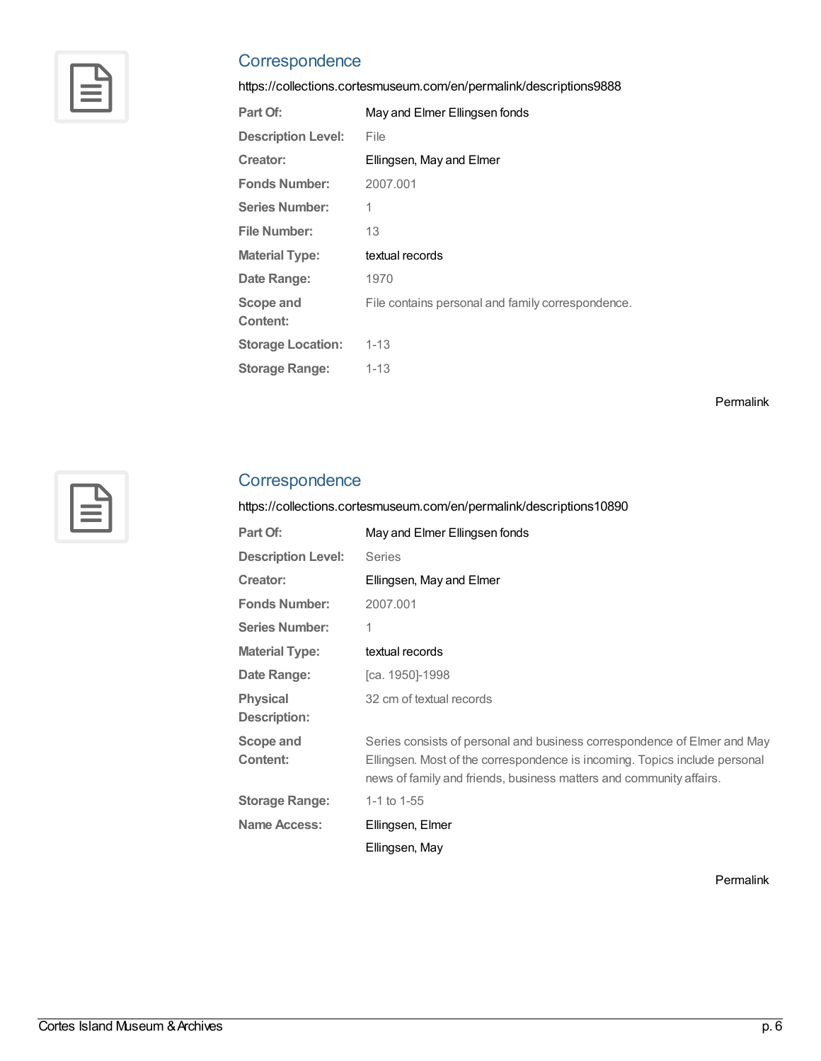## Correspondence

https://collections.cortesmuseum.com/en/permalink/descriptions9888

| | |
|---|---|
| **Part Of:** | May and Elmer Ellingsen fonds |
| **Description Level:** | File |
| **Creator:** | Ellingsen, May and Elmer |
| **Fonds Number:** | 2007.001 |
| **Series Number:** | 1 |
| **File Number:** | 13 |
| **Material Type:** | textual records |
| **Date Range:** | 1970 |
| **Scope and Content:** | File contains personal and family correspondence. |
| **Storage Location:** | 1-13 |
| **Storage Range:** | 1-13 |

Permalink

## Correspondence

https://collections.cortesmuseum.com/en/permalink/descriptions10890

| | |
|---|---|
| **Part Of:** | May and Elmer Ellingsen fonds |
| **Description Level:** | Series |
| **Creator:** | Ellingsen, May and Elmer |
| **Fonds Number:** | 2007.001 |
| **Series Number:** | 1 |
| **Material Type:** | textual records |
| **Date Range:** | [ca. 1950]-1998 |
| **Physical Description:** | 32 cm of textual records |
| **Scope and Content:** | Series consists of personal and business correspondence of Elmer and May Ellingsen. Most of the correspondence is incoming. Topics include personal news of family and friends, business matters and community affairs. |
| **Storage Range:** | 1-1 to 1-55 |
| **Name Access:** | Ellingsen, Elmer<br>Ellingsen, May |

Permalink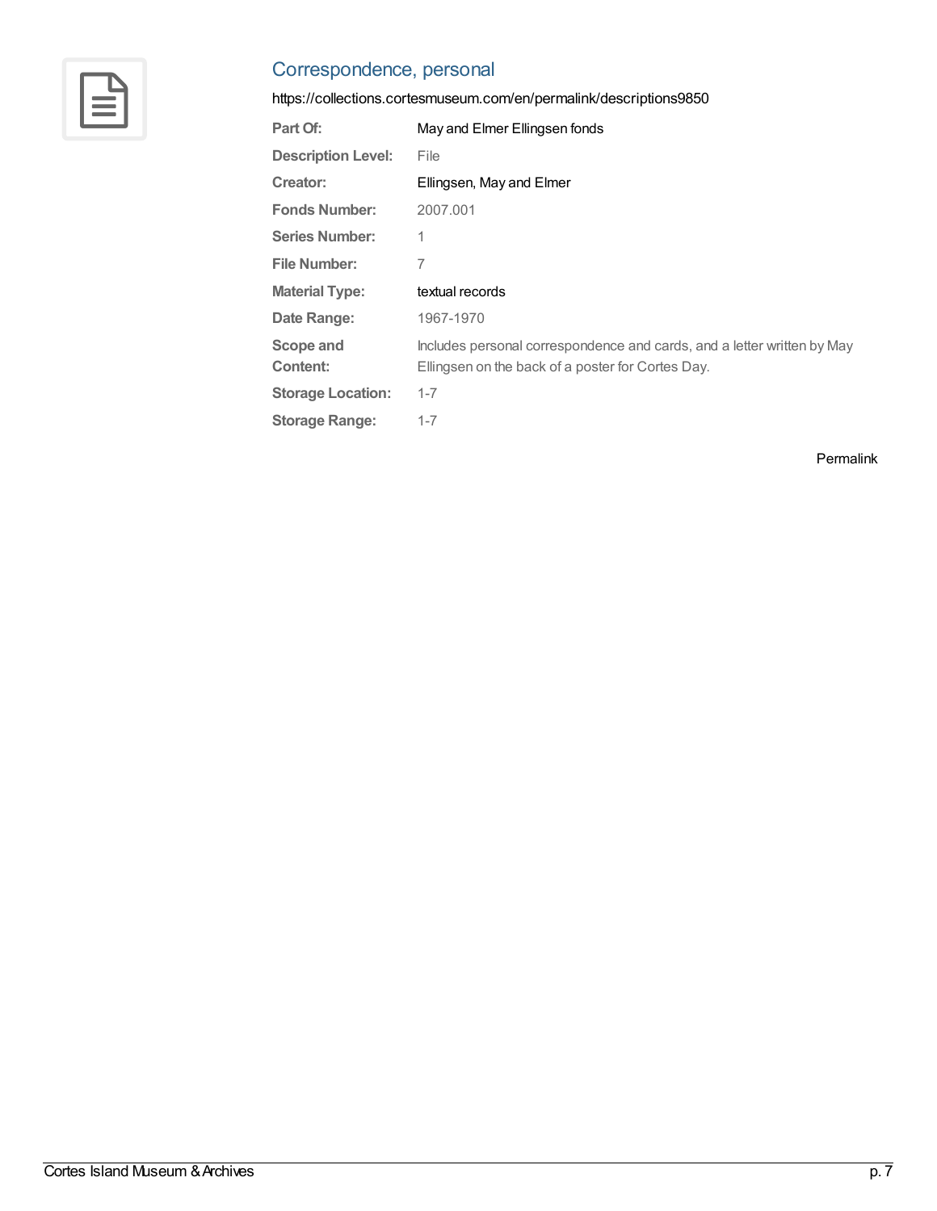## Correspondence, personal

https://collections.cortesmuseum.com/en/permalink/descriptions9850

| | |
|---|---|
| **Part Of:** | May and Elmer Ellingsen fonds |
| **Description Level:** | File |
| **Creator:** | Ellingsen, May and Elmer |
| **Fonds Number:** | 2007.001 |
| **Series Number:** | 1 |
| **File Number:** | 7 |
| **Material Type:** | textual records |
| **Date Range:** | 1967-1970 |
| **Scope and Content:** | Includes personal correspondence and cards, and a letter written by May Ellingsen on the back of a poster for Cortes Day. |
| **Storage Location:** | 1-7 |
| **Storage Range:** | 1-7 |

Permalink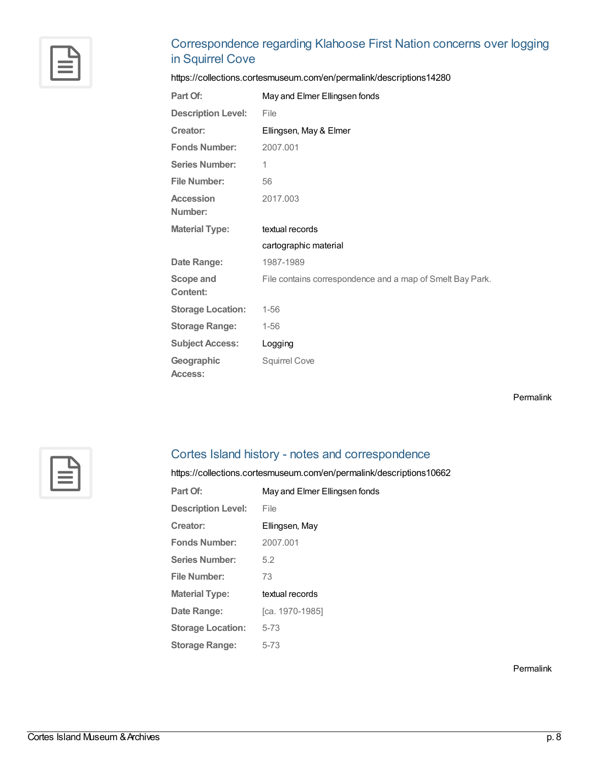## Correspondence regarding Klahoose First Nation concerns over logging in Squirrel Cove

https://collections.cortesmuseum.com/en/permalink/descriptions14280

| | |
|---|---|
| **Part Of:** | May and Elmer Ellingsen fonds |
| **Description Level:** | File |
| **Creator:** | Ellingsen, May & Elmer |
| **Fonds Number:** | 2007.001 |
| **Series Number:** | 1 |
| **File Number:** | 56 |
| **Accession Number:** | 2017.003 |
| **Material Type:** | textual records<br>cartographic material |
| **Date Range:** | 1987-1989 |
| **Scope and Content:** | File contains correspondence and a map of Smelt Bay Park. |
| **Storage Location:** | 1-56 |
| **Storage Range:** | 1-56 |
| **Subject Access:** | Logging |
| **Geographic Access:** | Squirrel Cove |

Permalink

## Cortes Island history - notes and correspondence

https://collections.cortesmuseum.com/en/permalink/descriptions10662

| | |
|---|---|
| **Part Of:** | May and Elmer Ellingsen fonds |
| **Description Level:** | File |
| **Creator:** | Ellingsen, May |
| **Fonds Number:** | 2007.001 |
| **Series Number:** | 5.2 |
| **File Number:** | 73 |
| **Material Type:** | textual records |
| **Date Range:** | [ca. 1970-1985] |
| **Storage Location:** | 5-73 |
| **Storage Range:** | 5-73 |

Permalink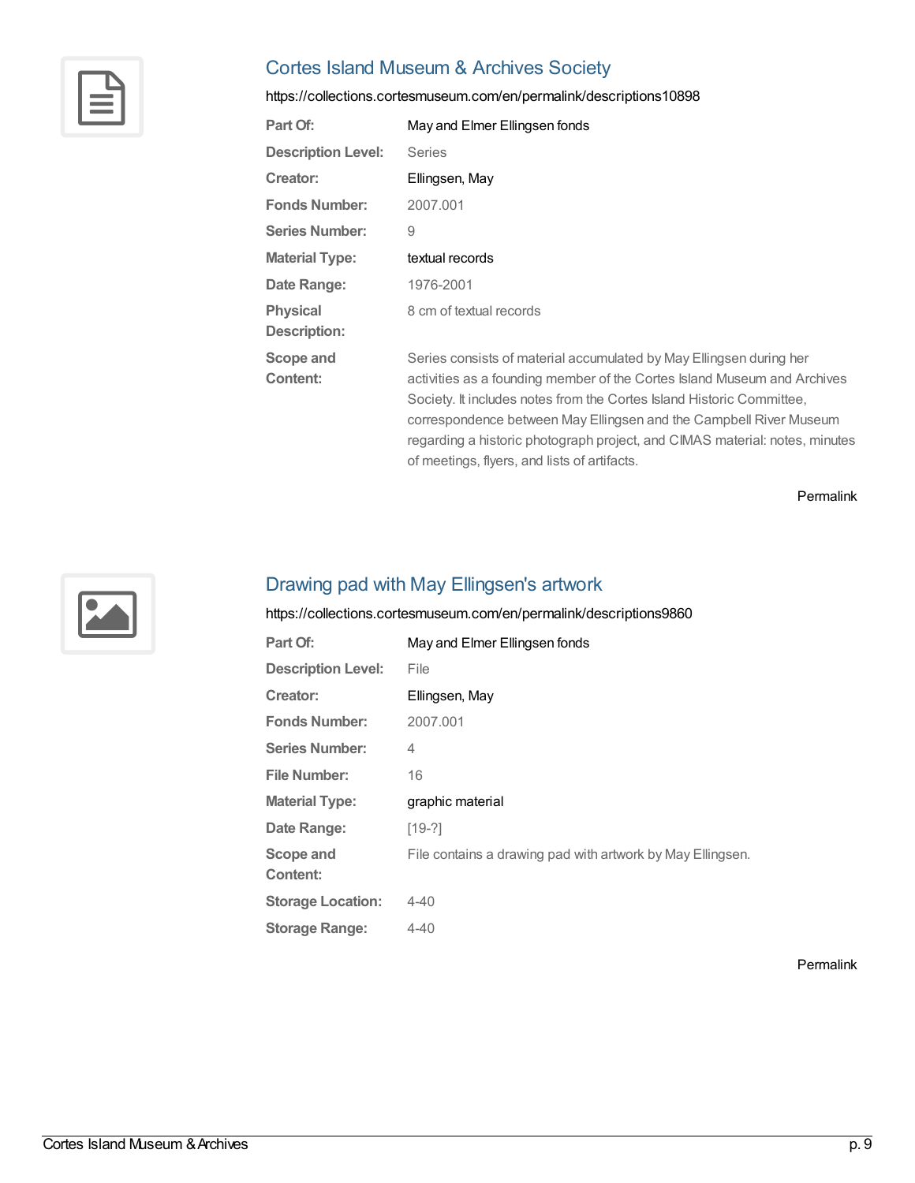## Cortes Island Museum & Archives Society

https://collections.cortesmuseum.com/en/permalink/descriptions10898

| | |
|---|---|
| **Part Of:** | May and Elmer Ellingsen fonds |
| **Description Level:** | Series |
| **Creator:** | Ellingsen, May |
| **Fonds Number:** | 2007.001 |
| **Series Number:** | 9 |
| **Material Type:** | textual records |
| **Date Range:** | 1976-2001 |
| **Physical Description:** | 8 cm of textual records |
| **Scope and Content:** | Series consists of material accumulated by May Ellingsen during her activities as a founding member of the Cortes Island Museum and Archives Society. It includes notes from the Cortes Island Historic Committee, correspondence between May Ellingsen and the Campbell River Museum regarding a historic photograph project, and CIMAS material: notes, minutes of meetings, flyers, and lists of artifacts. |

Permalink

## Drawing pad with May Ellingsen's artwork

https://collections.cortesmuseum.com/en/permalink/descriptions9860

| | |
|---|---|
| **Part Of:** | May and Elmer Ellingsen fonds |
| **Description Level:** | File |
| **Creator:** | Ellingsen, May |
| **Fonds Number:** | 2007.001 |
| **Series Number:** | 4 |
| **File Number:** | 16 |
| **Material Type:** | graphic material |
| **Date Range:** | [19-?] |
| **Scope and Content:** | File contains a drawing pad with artwork by May Ellingsen. |
| **Storage Location:** | 4-40 |
| **Storage Range:** | 4-40 |

Permalink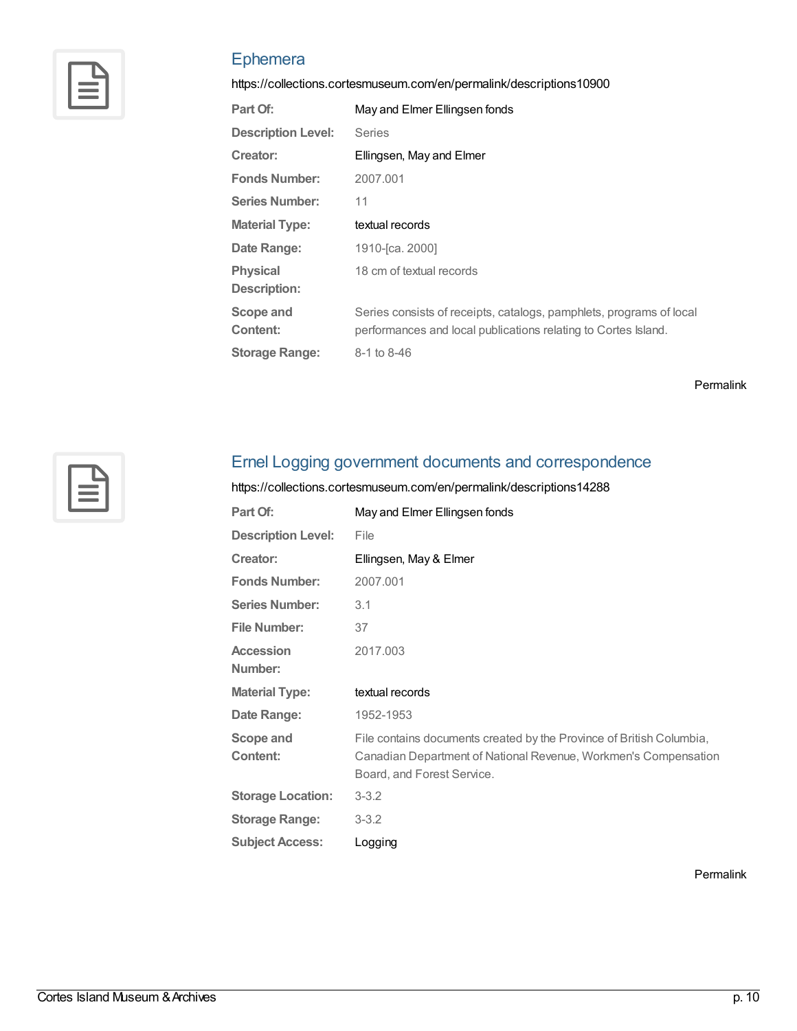## Ephemera

https://collections.cortesmuseum.com/en/permalink/descriptions10900

| | |
|---|---|
| **Part Of:** | May and Elmer Ellingsen fonds |
| **Description Level:** | Series |
| **Creator:** | Ellingsen, May and Elmer |
| **Fonds Number:** | 2007.001 |
| **Series Number:** | 11 |
| **Material Type:** | textual records |
| **Date Range:** | 1910-[ca. 2000] |
| **Physical Description:** | 18 cm of textual records |
| **Scope and Content:** | Series consists of receipts, catalogs, pamphlets, programs of local performances and local publications relating to Cortes Island. |
| **Storage Range:** | 8-1 to 8-46 |

Permalink

## Ernel Logging government documents and correspondence

https://collections.cortesmuseum.com/en/permalink/descriptions14288

| | |
|---|---|
| **Part Of:** | May and Elmer Ellingsen fonds |
| **Description Level:** | File |
| **Creator:** | Ellingsen, May & Elmer |
| **Fonds Number:** | 2007.001 |
| **Series Number:** | 3.1 |
| **File Number:** | 37 |
| **Accession Number:** | 2017.003 |
| **Material Type:** | textual records |
| **Date Range:** | 1952-1953 |
| **Scope and Content:** | File contains documents created by the Province of British Columbia, Canadian Department of National Revenue, Workmen's Compensation Board, and Forest Service. |
| **Storage Location:** | 3-3.2 |
| **Storage Range:** | 3-3.2 |
| **Subject Access:** | Logging |

Permalink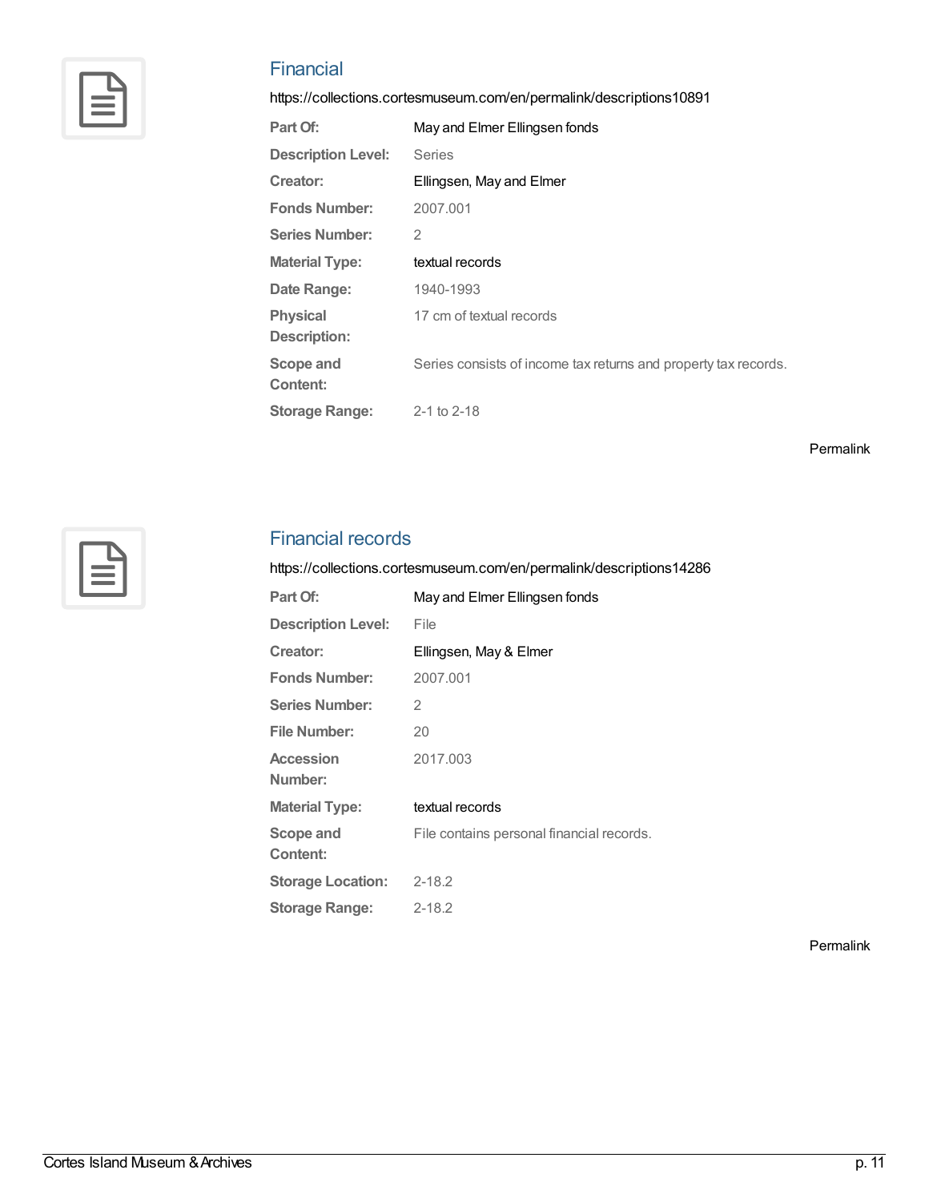## Financial

https://collections.cortesmuseum.com/en/permalink/descriptions10891

| | |
|---|---|
| **Part Of:** | May and Elmer Ellingsen fonds |
| **Description Level:** | Series |
| **Creator:** | Ellingsen, May and Elmer |
| **Fonds Number:** | 2007.001 |
| **Series Number:** | 2 |
| **Material Type:** | textual records |
| **Date Range:** | 1940-1993 |
| **Physical Description:** | 17 cm of textual records |
| **Scope and Content:** | Series consists of income tax returns and property tax records. |
| **Storage Range:** | 2-1 to 2-18 |

Permalink

## Financial records

https://collections.cortesmuseum.com/en/permalink/descriptions14286

| | |
|---|---|
| **Part Of:** | May and Elmer Ellingsen fonds |
| **Description Level:** | File |
| **Creator:** | Ellingsen, May & Elmer |
| **Fonds Number:** | 2007.001 |
| **Series Number:** | 2 |
| **File Number:** | 20 |
| **Accession Number:** | 2017.003 |
| **Material Type:** | textual records |
| **Scope and Content:** | File contains personal financial records. |
| **Storage Location:** | 2-18.2 |
| **Storage Range:** | 2-18.2 |

Permalink